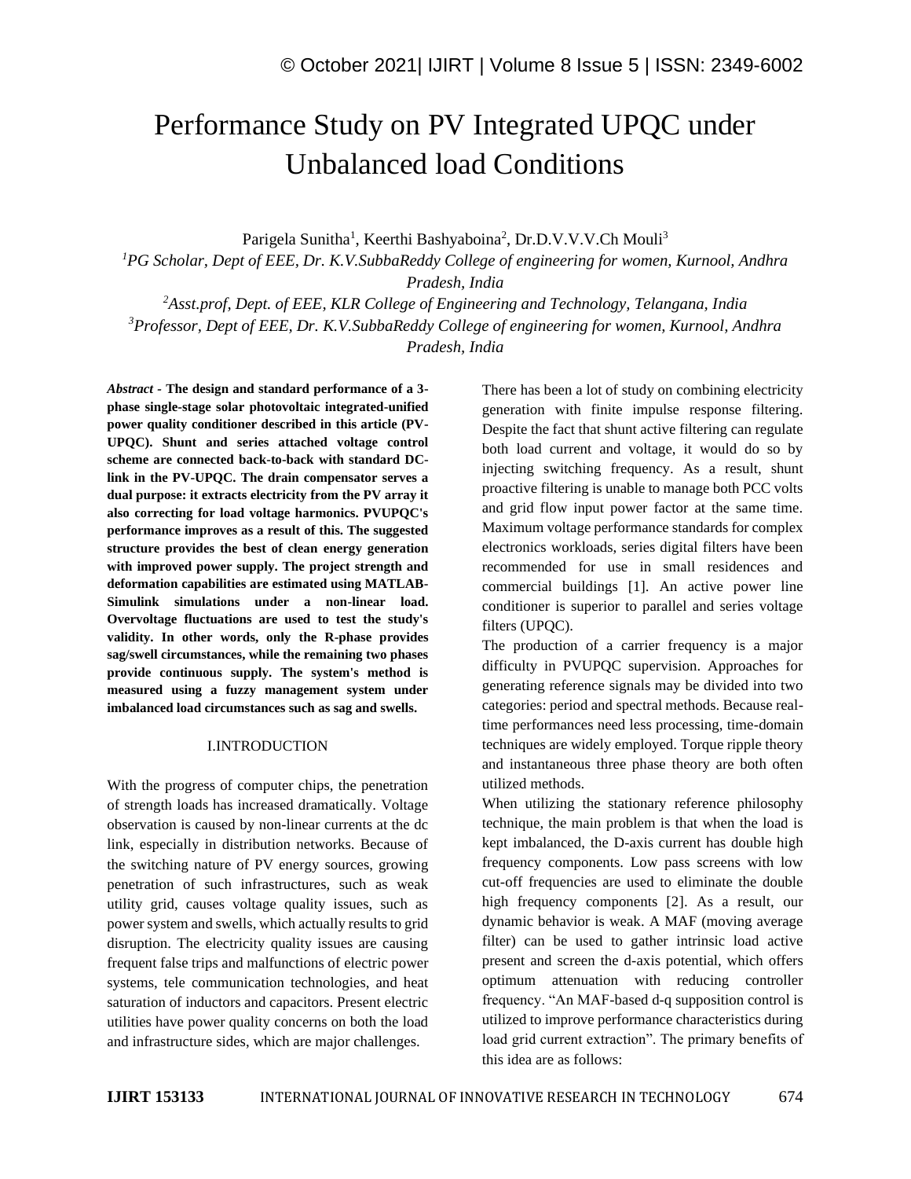# Performance Study on PV Integrated UPQC under Unbalanced load Conditions

Parigela Sunitha[1], Keerthi Bashyaboina[2], Dr.D.V.V.V.Ch Mouli[3]

[1]*PG Scholar, Dept of EEE, Dr. K.V.SubbaReddy College of engineering for women, Kurnool, Andhra Pradesh, India*

[2]*Asst.prof, Dept. of EEE, KLR College of Engineering and Technology, Telangana, India*

[3]*Professor, Dept of EEE, Dr. K.V.SubbaReddy College of engineering for women, Kurnool, Andhra Pradesh, India*

***Abstract* - The design and standard performance of a 3-phase single-stage solar photovoltaic integrated-unified power quality conditioner described in this article (PV-UPQC). Shunt and series attached voltage control scheme are connected back-to-back with standard DC-link in the PV-UPQC. The drain compensator serves a dual purpose: it extracts electricity from the PV array it also correcting for load voltage harmonics. PVUPQC's performance improves as a result of this. The suggested structure provides the best of clean energy generation with improved power supply. The project strength and deformation capabilities are estimated using MATLAB-Simulink simulations under a non-linear load. Overvoltage fluctuations are used to test the study's validity. In other words, only the R-phase provides sag/swell circumstances, while the remaining two phases provide continuous supply. The system's method is measured using a fuzzy management system under imbalanced load circumstances such as sag and swells.**

## I.INTRODUCTION

With the progress of computer chips, the penetration of strength loads has increased dramatically. Voltage observation is caused by non-linear currents at the dc link, especially in distribution networks. Because of the switching nature of PV energy sources, growing penetration of such infrastructures, such as weak utility grid, causes voltage quality issues, such as power system and swells, which actually results to grid disruption. The electricity quality issues are causing frequent false trips and malfunctions of electric power systems, tele communication technologies, and heat saturation of inductors and capacitors. Present electric utilities have power quality concerns on both the load and infrastructure sides, which are major challenges.

There has been a lot of study on combining electricity generation with finite impulse response filtering. Despite the fact that shunt active filtering can regulate both load current and voltage, it would do so by injecting switching frequency. As a result, shunt proactive filtering is unable to manage both PCC volts and grid flow input power factor at the same time. Maximum voltage performance standards for complex electronics workloads, series digital filters have been recommended for use in small residences and commercial buildings [1]. An active power line conditioner is superior to parallel and series voltage filters (UPQC).

The production of a carrier frequency is a major difficulty in PVUPQC supervision. Approaches for generating reference signals may be divided into two categories: period and spectral methods. Because real-time performances need less processing, time-domain techniques are widely employed. Torque ripple theory and instantaneous three phase theory are both often utilized methods.

When utilizing the stationary reference philosophy technique, the main problem is that when the load is kept imbalanced, the D-axis current has double high frequency components. Low pass screens with low cut-off frequencies are used to eliminate the double high frequency components [2]. As a result, our dynamic behavior is weak. A MAF (moving average filter) can be used to gather intrinsic load active present and screen the d-axis potential, which offers optimum attenuation with reducing controller frequency. "An MAF-based d-q supposition control is utilized to improve performance characteristics during load grid current extraction". The primary benefits of this idea are as follows: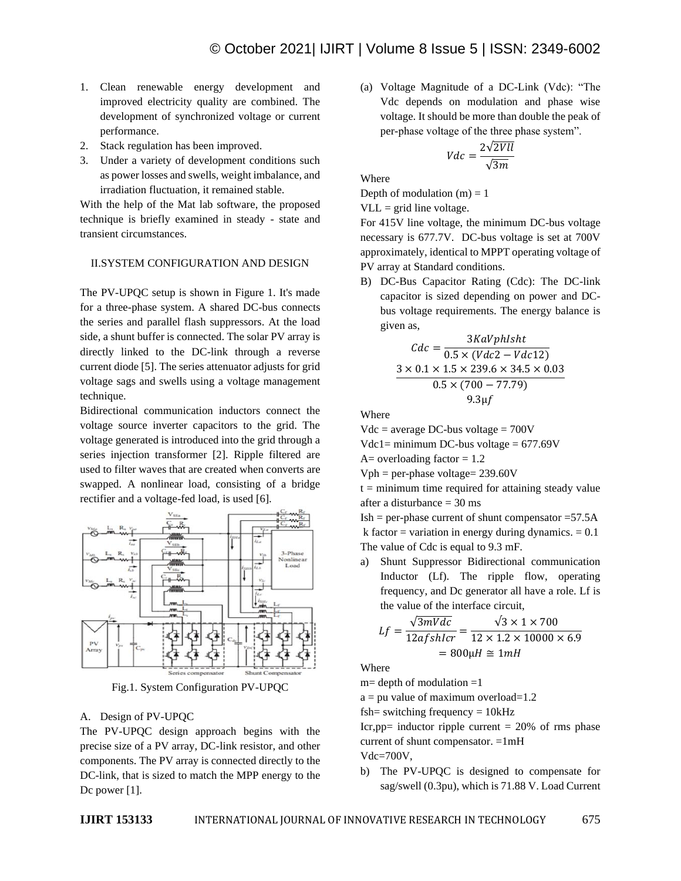1. Clean renewable energy development and improved electricity quality are combined. The development of synchronized voltage or current performance.
2. Stack regulation has been improved.
3. Under a variety of development conditions such as power losses and swells, weight imbalance, and irradiation fluctuation, it remained stable.

With the help of the Mat lab software, the proposed technique is briefly examined in steady - state and transient circumstances.

## II.SYSTEM CONFIGURATION AND DESIGN

The PV-UPQC setup is shown in Figure 1. It's made for a three-phase system. A shared DC-bus connects the series and parallel flash suppressors. At the load side, a shunt buffer is connected. The solar PV array is directly linked to the DC-link through a reverse current diode [5]. The series attenuator adjusts for grid voltage sags and swells using a voltage management technique.

Bidirectional communication inductors connect the voltage source inverter capacitors to the grid. The voltage generated is introduced into the grid through a series injection transformer [2]. Ripple filtered are used to filter waves that are created when converts are swapped. A nonlinear load, consisting of a bridge rectifier and a voltage-fed load, is used [6].

Fig.1. System Configuration PV-UPQC

### A. Design of PV-UPQC

The PV-UPQC design approach begins with the precise size of a PV array, DC-link resistor, and other components. The PV array is connected directly to the DC-link, that is sized to match the MPP energy to the Dc power [1].

(a) Voltage Magnitude of a DC-Link (Vdc): "The Vdc depends on modulation and phase wise voltage. It should be more than double the peak of per-phase voltage of the three phase system".

$$Vdc = \frac{2\sqrt{2Vll}}{\sqrt{3m}}$$

Where

Depth of modulation (m) = 1

VLL = grid line voltage.

For 415V line voltage, the minimum DC-bus voltage necessary is 677.7V. DC-bus voltage is set at 700V approximately, identical to MPPT operating voltage of PV array at Standard conditions.

B) DC-Bus Capacitor Rating (Cdc): The DC-link capacitor is sized depending on power and DC-bus voltage requirements. The energy balance is given as,

$$Cdc = \frac{3KaVphIsht}{0.5 \times (Vdc2 - Vdc12)}$$

$$\frac{3 \times 0.1 \times 1.5 \times 239.6 \times 34.5 \times 0.03}{0.5 \times (700 - 77.79)}$$

$$9.3\mu f$$

Where

Vdc = average DC-bus voltage = 700V

Vdc1= minimum DC-bus voltage = 677.69V

A= overloading factor = 1.2

Vph = per-phase voltage= 239.60V

t = minimum time required for attaining steady value after a disturbance = 30 ms

Ish = per-phase current of shunt compensator =57.5A

k factor = variation in energy during dynamics. = 0.1

The value of Cdc is equal to 9.3 mF.

a) Shunt Suppressor Bidirectional communication Inductor (Lf). The ripple flow, operating frequency, and Dc generator all have a role. Lf is the value of the interface circuit,

$$Lf = \frac{\sqrt{3mVdc}}{12afshIcr} = \frac{\sqrt{3} \times 1 \times 700}{12 \times 1.2 \times 10000 \times 6.9} = 800\mu H \cong 1mH$$

Where

m= depth of modulation =1

a = pu value of maximum overload=1.2

fsh= switching frequency = 10kHz

Icr,pp= inductor ripple current = 20% of rms phase current of shunt compensator. =1mH

Vdc=700V,

b) The PV-UPQC is designed to compensate for sag/swell (0.3pu), which is 71.88 V. Load Current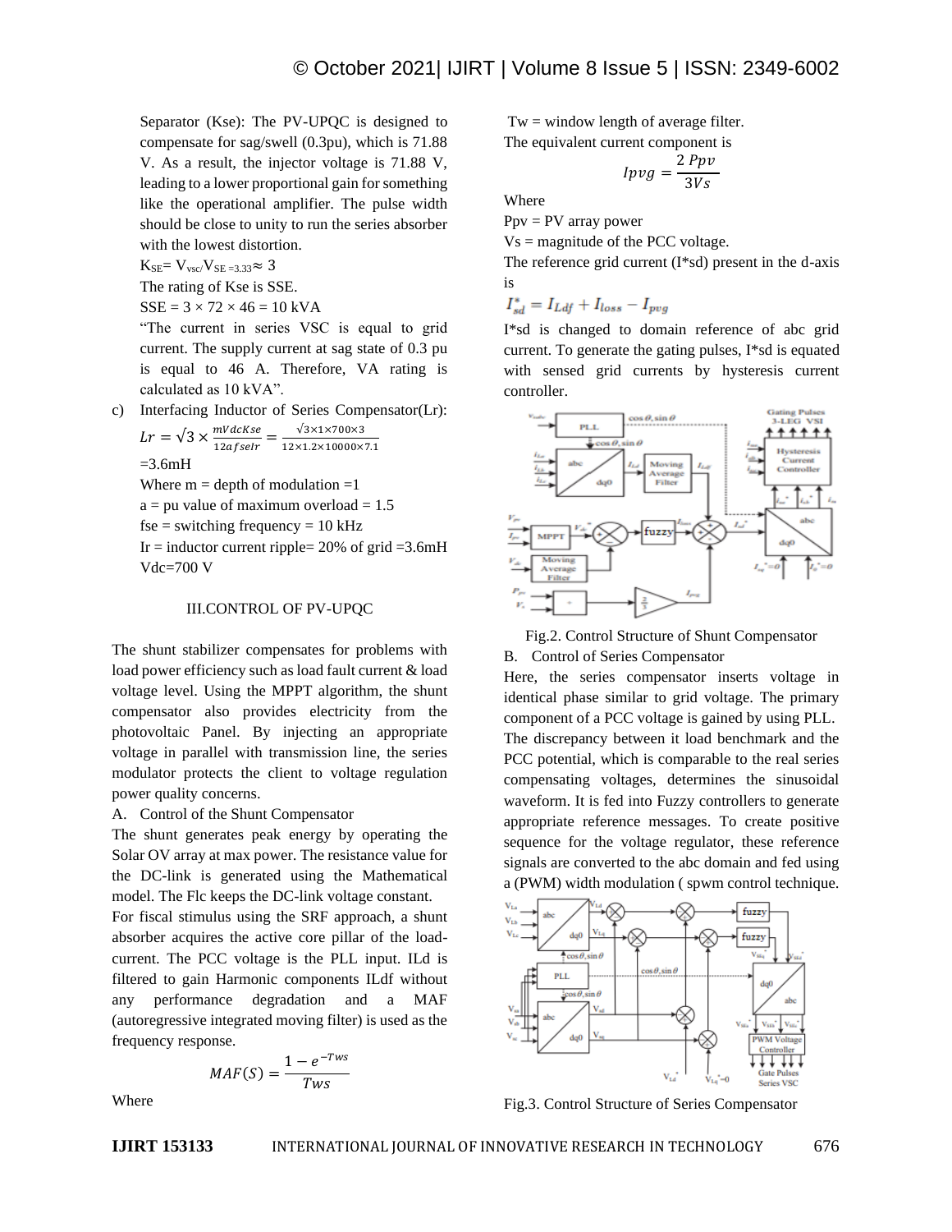Separator (Kse): The PV-UPQC is designed to compensate for sag/swell (0.3pu), which is 71.88 V. As a result, the injector voltage is 71.88 V, leading to a lower proportional gain for something like the operational amplifier. The pulse width should be close to unity to run the series absorber with the lowest distortion.

$K_{SE} = V_{vsc}/V_{SE} =3.33 \approx 3$

The rating of Kse is SSE.

SSE = 3 × 72 × 46 = 10 kVA

"The current in series VSC is equal to grid current. The supply current at sag state of 0.3 pu is equal to 46 A. Therefore, VA rating is calculated as 10 kVA".

c) Interfacing Inductor of Series Compensator(Lr):

$$Lr = \sqrt{3} \times \frac{mVdcKse}{12afselr} = \frac{\sqrt{3}\times 1\times 700\times 3}{12\times 1.2\times 10000\times 7.1}$$

=3.6mH

Where m = depth of modulation =1

a = pu value of maximum overload = 1.5

fse = switching frequency = 10 kHz

Ir = inductor current ripple= 20% of grid =3.6mH

Vdc=700 V

## III.CONTROL OF PV-UPQC

The shunt stabilizer compensates for problems with load power efficiency such as load fault current & load voltage level. Using the MPPT algorithm, the shunt compensator also provides electricity from the photovoltaic Panel. By injecting an appropriate voltage in parallel with transmission line, the series modulator protects the client to voltage regulation power quality concerns.

### A. Control of the Shunt Compensator

The shunt generates peak energy by operating the Solar OV array at max power. The resistance value for the DC-link is generated using the Mathematical model. The Flc keeps the DC-link voltage constant.

For fiscal stimulus using the SRF approach, a shunt absorber acquires the active core pillar of the load-current. The PCC voltage is the PLL input. ILd is filtered to gain Harmonic components ILdf without any performance degradation and a MAF (autoregressive integrated moving filter) is used as the frequency response.

$$MAF(S) = \frac{1 - e^{-Tws}}{Tws}$$

Where

Tw = window length of average filter.

The equivalent current component is

$$Ipvg = \frac{2\,Ppv}{3Vs}$$

Where

Ppv = PV array power

Vs = magnitude of the PCC voltage.

The reference grid current (I*sd) present in the d-axis is

$$I_{sd}^{*} = I_{Ldf} + I_{loss} - I_{pvg}$$

I*sd is changed to domain reference of abc grid current. To generate the gating pulses, I*sd is equated with sensed grid currents by hysteresis current controller.

Fig.2. Control Structure of Shunt Compensator

### B. Control of Series Compensator

Here, the series compensator inserts voltage in identical phase similar to grid voltage. The primary component of a PCC voltage is gained by using PLL. The discrepancy between it load benchmark and the PCC potential, which is comparable to the real series compensating voltages, determines the sinusoidal waveform. It is fed into Fuzzy controllers to generate appropriate reference messages. To create positive sequence for the voltage regulator, these reference signals are converted to the abc domain and fed using a (PWM) width modulation ( spwm control technique.

Fig.3. Control Structure of Series Compensator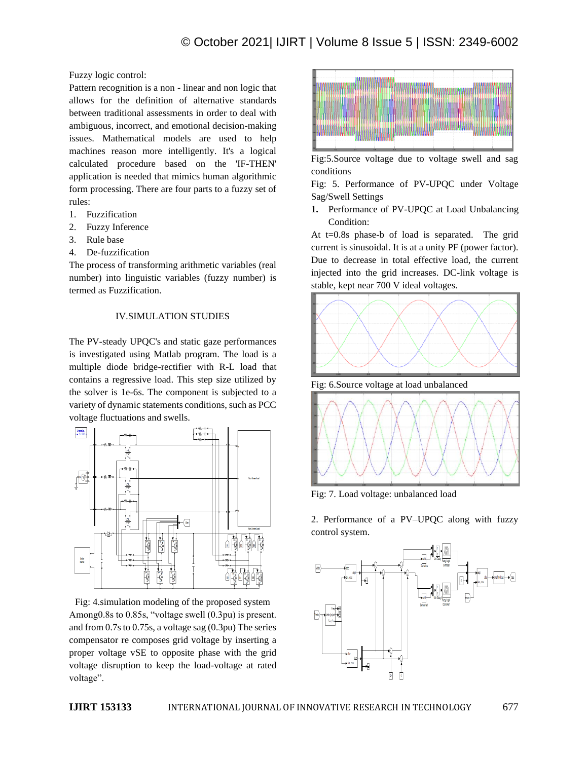Fuzzy logic control:

Pattern recognition is a non - linear and non logic that allows for the definition of alternative standards between traditional assessments in order to deal with ambiguous, incorrect, and emotional decision-making issues. Mathematical models are used to help machines reason more intelligently. It's a logical calculated procedure based on the 'IF-THEN' application is needed that mimics human algorithmic form processing. There are four parts to a fuzzy set of rules:

1. Fuzzification
2. Fuzzy Inference
3. Rule base
4. De-fuzzification

The process of transforming arithmetic variables (real number) into linguistic variables (fuzzy number) is termed as Fuzzification.

## IV.SIMULATION STUDIES

The PV-steady UPQC's and static gaze performances is investigated using Matlab program. The load is a multiple diode bridge-rectifier with R-L load that contains a regressive load. This step size utilized by the solver is 1e-6s. The component is subjected to a variety of dynamic statements conditions, such as PCC voltage fluctuations and swells.

Fig: 4.simulation modeling of the proposed system

Among0.8s to 0.85s, “voltage swell (0.3pu) is present. and from 0.7s to 0.75s, a voltage sag (0.3pu) The series compensator re composes grid voltage by inserting a proper voltage vSE to opposite phase with the grid voltage disruption to keep the load-voltage at rated voltage”.

Fig:5.Source voltage due to voltage swell and sag conditions

Fig: 5. Performance of PV-UPQC under Voltage Sag/Swell Settings

1. **Performance of PV-UPQC at Load Unbalancing Condition:**

At t=0.8s phase-b of load is separated. The grid current is sinusoidal. It is at a unity PF (power factor). Due to decrease in total effective load, the current injected into the grid increases. DC-link voltage is stable, kept near 700 V ideal voltages.

Fig: 6.Source voltage at load unbalanced

Fig: 7. Load voltage: unbalanced load

2. Performance of a PV–UPQC along with fuzzy control system.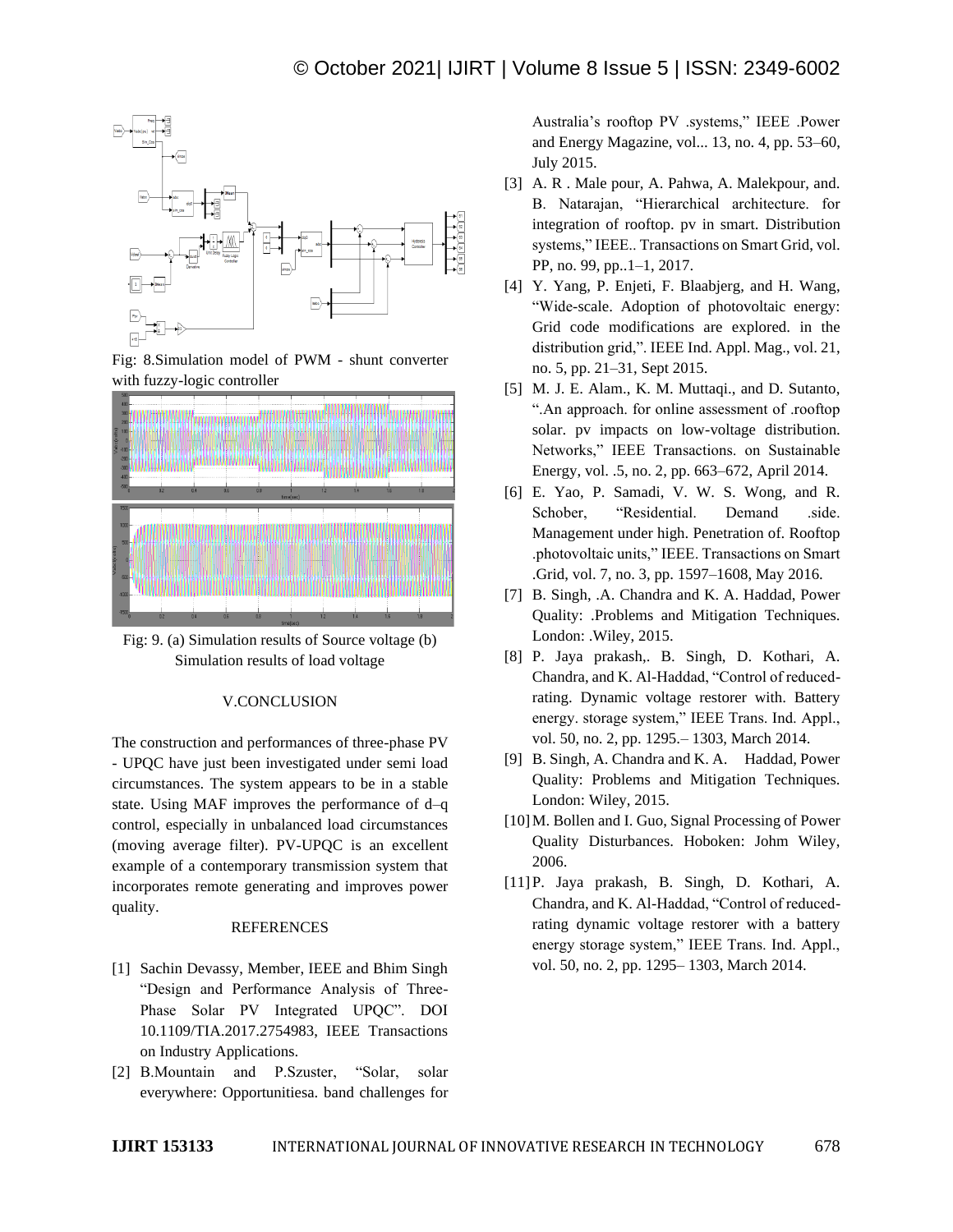Fig: 8.Simulation model of PWM - shunt converter with fuzzy-logic controller

Fig: 9. (a) Simulation results of Source voltage (b) Simulation results of load voltage

## V.CONCLUSION

The construction and performances of three-phase PV - UPQC have just been investigated under semi load circumstances. The system appears to be in a stable state. Using MAF improves the performance of d–q control, especially in unbalanced load circumstances (moving average filter). PV-UPQC is an excellent example of a contemporary transmission system that incorporates remote generating and improves power quality.

## REFERENCES

[1] Sachin Devassy, Member, IEEE and Bhim Singh "Design and Performance Analysis of Three-Phase Solar PV Integrated UPQC". DOI 10.1109/TIA.2017.2754983, IEEE Transactions on Industry Applications.

[2] B.Mountain and P.Szuster, "Solar, solar everywhere: Opportunitiesa. band challenges for Australia's rooftop PV .systems," IEEE .Power and Energy Magazine, vol... 13, no. 4, pp. 53–60, July 2015.

[3] A. R . Male pour, A. Pahwa, A. Malekpour, and. B. Natarajan, "Hierarchical architecture. for integration of rooftop. pv in smart. Distribution systems," IEEE.. Transactions on Smart Grid, vol. PP, no. 99, pp..1–1, 2017.

[4] Y. Yang, P. Enjeti, F. Blaabjerg, and H. Wang, "Wide-scale. Adoption of photovoltaic energy: Grid code modifications are explored. in the distribution grid,". IEEE Ind. Appl. Mag., vol. 21, no. 5, pp. 21–31, Sept 2015.

[5] M. J. E. Alam., K. M. Muttaqi., and D. Sutanto, ".An approach. for online assessment of .rooftop solar. pv impacts on low-voltage distribution. Networks," IEEE Transactions. on Sustainable Energy, vol. .5, no. 2, pp. 663–672, April 2014.

[6] E. Yao, P. Samadi, V. W. S. Wong, and R. Schober, "Residential. Demand .side. Management under high. Penetration of. Rooftop .photovoltaic units," IEEE. Transactions on Smart .Grid, vol. 7, no. 3, pp. 1597–1608, May 2016.

[7] B. Singh, .A. Chandra and K. A. Haddad, Power Quality: .Problems and Mitigation Techniques. London: .Wiley, 2015.

[8] P. Jaya prakash,. B. Singh, D. Kothari, A. Chandra, and K. Al-Haddad, "Control of reduced-rating. Dynamic voltage restorer with. Battery energy. storage system," IEEE Trans. Ind. Appl., vol. 50, no. 2, pp. 1295.– 1303, March 2014.

[9] B. Singh, A. Chandra and K. A. Haddad, Power Quality: Problems and Mitigation Techniques. London: Wiley, 2015.

[10] M. Bollen and I. Guo, Signal Processing of Power Quality Disturbances. Hoboken: Johm Wiley, 2006.

[11] P. Jaya prakash, B. Singh, D. Kothari, A. Chandra, and K. Al-Haddad, "Control of reduced-rating dynamic voltage restorer with a battery energy storage system," IEEE Trans. Ind. Appl., vol. 50, no. 2, pp. 1295– 1303, March 2014.